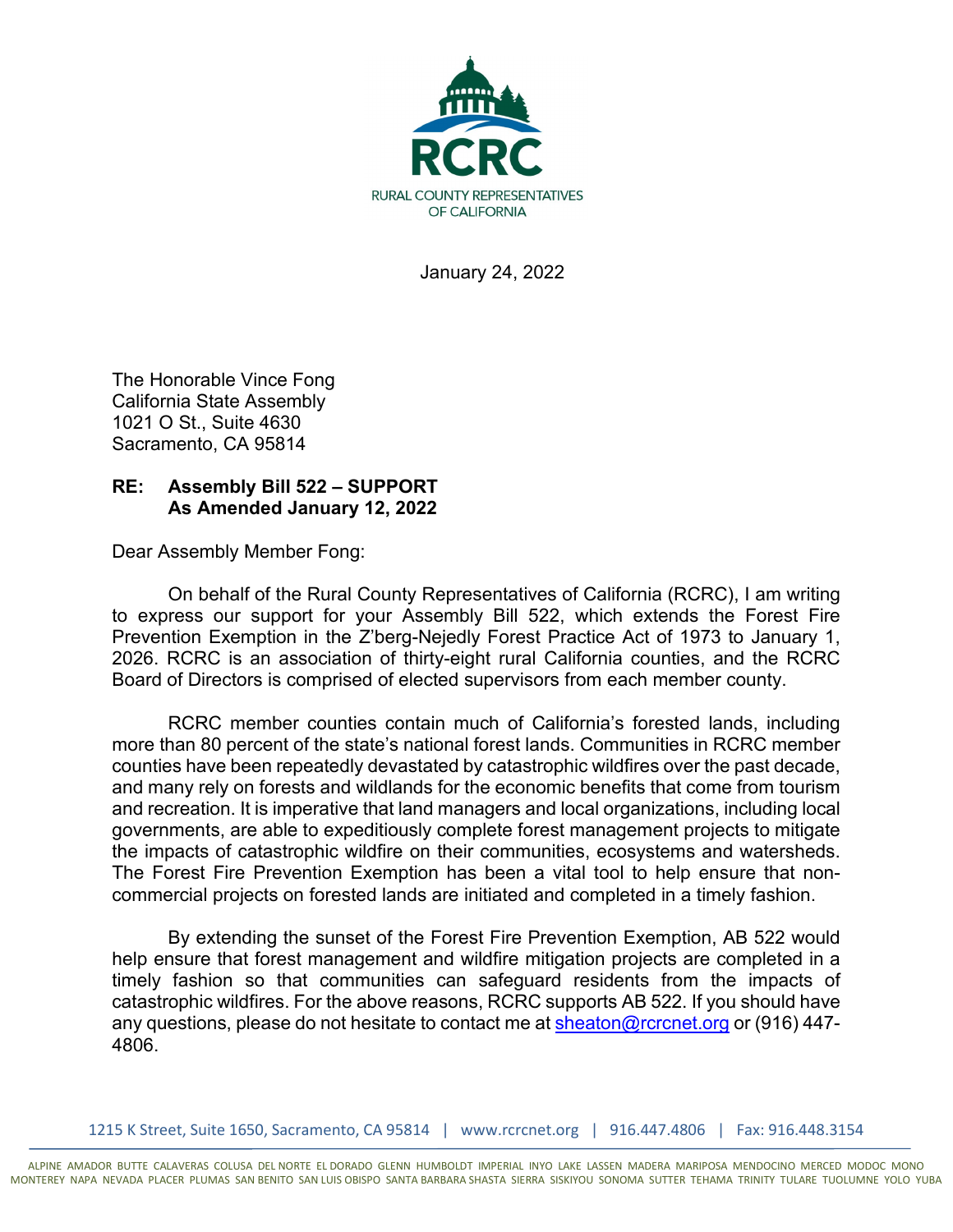RCRC

RURAL COUNTY REPRESENTATIVES OF CALIFORNIA

January 24, 2022

The Honorable Vince Fong
California State Assembly
1021 O St., Suite 4630
Sacramento, CA 95814

**RE: Assembly Bill 522 – SUPPORT**
**As Amended January 12, 2022**

Dear Assembly Member Fong:

On behalf of the Rural County Representatives of California (RCRC), I am writing to express our support for your Assembly Bill 522, which extends the Forest Fire Prevention Exemption in the Z'berg-Nejedly Forest Practice Act of 1973 to January 1, 2026. RCRC is an association of thirty-eight rural California counties, and the RCRC Board of Directors is comprised of elected supervisors from each member county.

RCRC member counties contain much of California's forested lands, including more than 80 percent of the state's national forest lands. Communities in RCRC member counties have been repeatedly devastated by catastrophic wildfires over the past decade, and many rely on forests and wildlands for the economic benefits that come from tourism and recreation. It is imperative that land managers and local organizations, including local governments, are able to expeditiously complete forest management projects to mitigate the impacts of catastrophic wildfire on their communities, ecosystems and watersheds. The Forest Fire Prevention Exemption has been a vital tool to help ensure that non-commercial projects on forested lands are initiated and completed in a timely fashion.

By extending the sunset of the Forest Fire Prevention Exemption, AB 522 would help ensure that forest management and wildfire mitigation projects are completed in a timely fashion so that communities can safeguard residents from the impacts of catastrophic wildfires. For the above reasons, RCRC supports AB 522. If you should have any questions, please do not hesitate to contact me at sheaton@rcrcnet.org or (916) 447-4806.

1215 K Street, Suite 1650, Sacramento, CA 95814 | www.rcrcnet.org | 916.447.4806 | Fax: 916.448.3154

ALPINE AMADOR BUTTE CALAVERAS COLUSA DEL NORTE EL DORADO GLENN HUMBOLDT IMPERIAL INYO LAKE LASSEN MADERA MARIPOSA MENDOCINO MERCED MODOC MONO MONTEREY NAPA NEVADA PLACER PLUMAS SAN BENITO SAN LUIS OBISPO SANTA BARBARA SHASTA SIERRA SISKIYOU SONOMA SUTTER TEHAMA TRINITY TULARE TUOLUMNE YOLO YUBA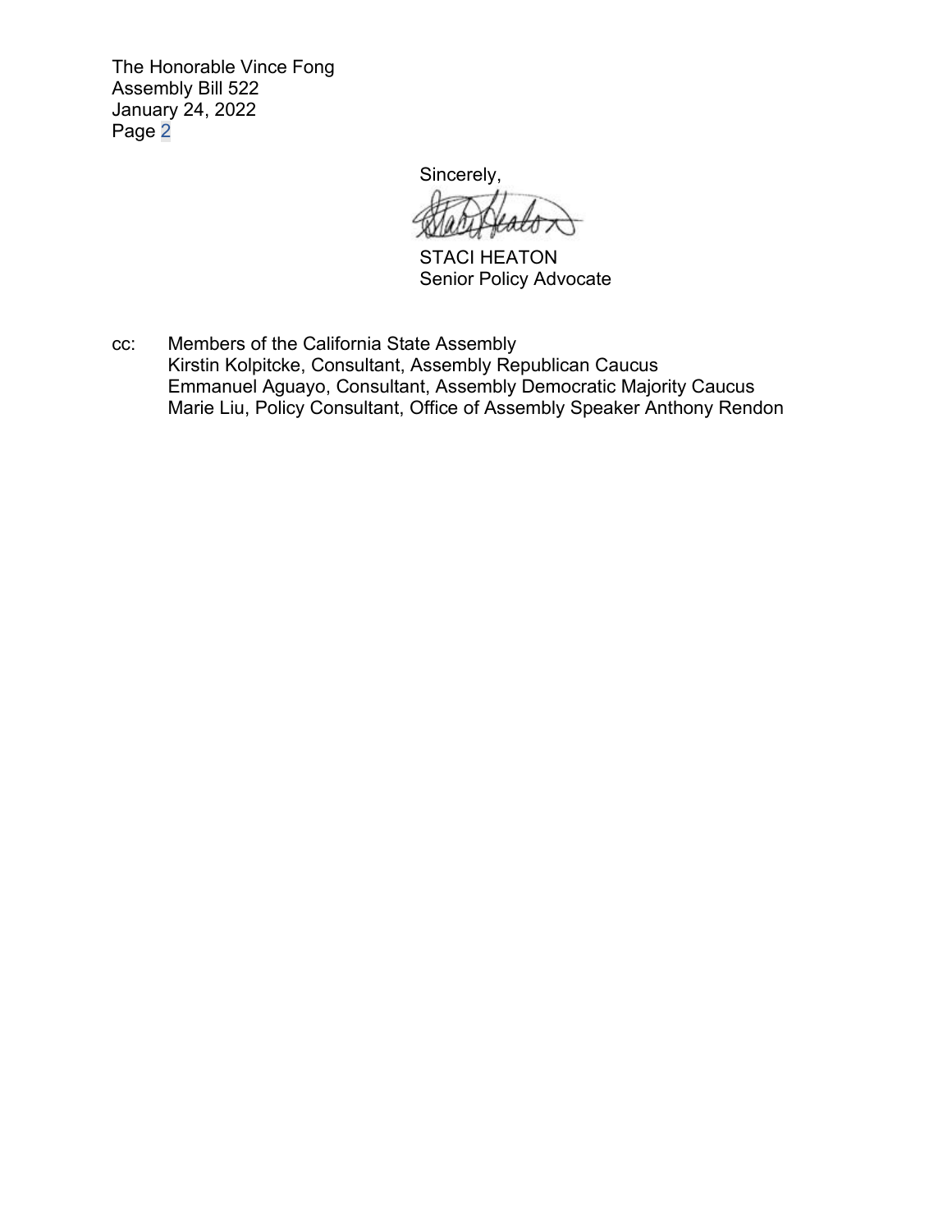Sincerely,

STACI HEATON
Senior Policy Advocate

cc: Members of the California State Assembly
Kirstin Kolpitcke, Consultant, Assembly Republican Caucus
Emmanuel Aguayo, Consultant, Assembly Democratic Majority Caucus
Marie Liu, Policy Consultant, Office of Assembly Speaker Anthony Rendon